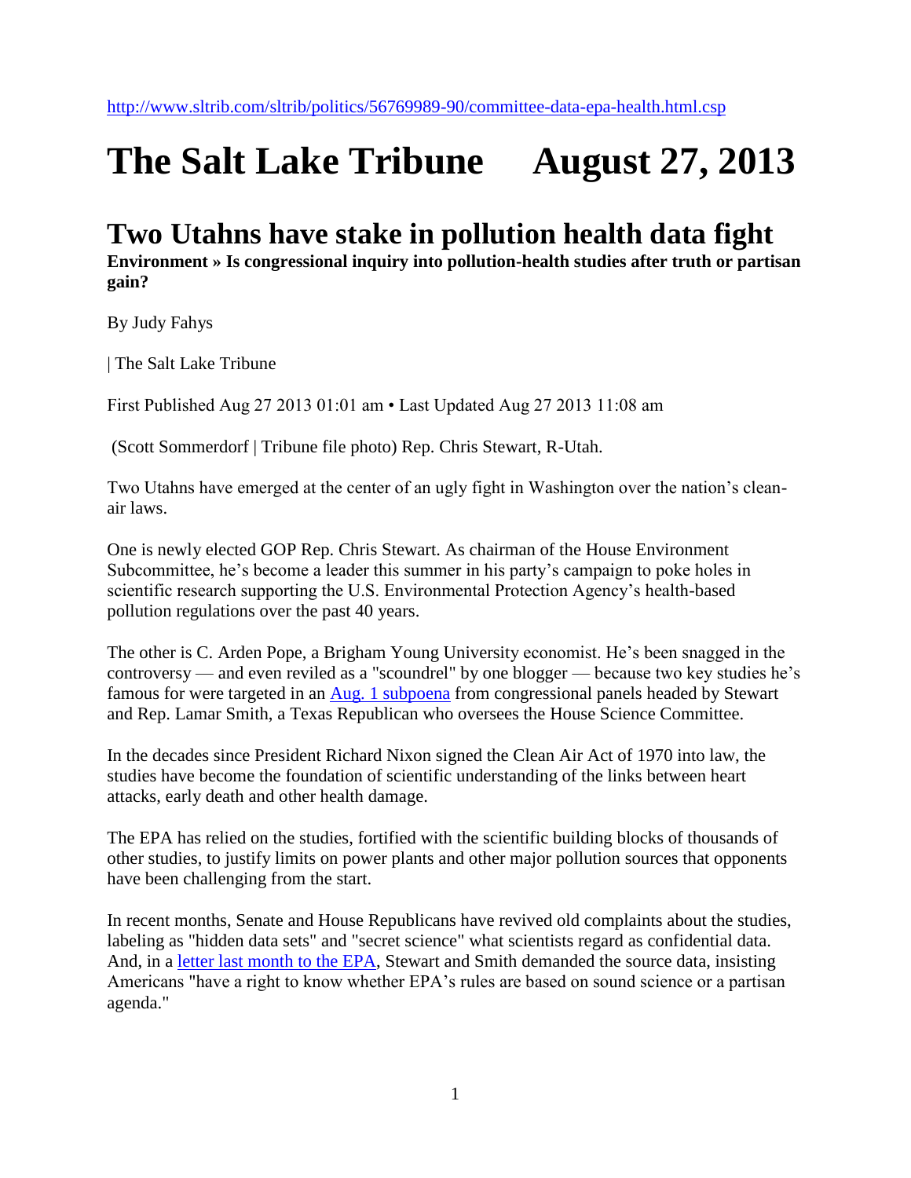http://www.sltrib.com/sltrib/politics/56769989-90/committee-data-epa-health.html.csp

# The Salt Lake Tribune    August 27, 2013

## Two Utahns have stake in pollution health data fight

**Environment » Is congressional inquiry into pollution-health studies after truth or partisan gain?**

By Judy Fahys

| The Salt Lake Tribune

First Published Aug 27 2013 01:01 am • Last Updated Aug 27 2013 11:08 am

(Scott Sommerdorf | Tribune file photo) Rep. Chris Stewart, R-Utah.

Two Utahns have emerged at the center of an ugly fight in Washington over the nation's clean-air laws.

One is newly elected GOP Rep. Chris Stewart. As chairman of the House Environment Subcommittee, he's become a leader this summer in his party's campaign to poke holes in scientific research supporting the U.S. Environmental Protection Agency's health-based pollution regulations over the past 40 years.

The other is C. Arden Pope, a Brigham Young University economist. He's been snagged in the controversy — and even reviled as a "scoundrel" by one blogger — because two key studies he's famous for were targeted in an Aug. 1 subpoena from congressional panels headed by Stewart and Rep. Lamar Smith, a Texas Republican who oversees the House Science Committee.

In the decades since President Richard Nixon signed the Clean Air Act of 1970 into law, the studies have become the foundation of scientific understanding of the links between heart attacks, early death and other health damage.

The EPA has relied on the studies, fortified with the scientific building blocks of thousands of other studies, to justify limits on power plants and other major pollution sources that opponents have been challenging from the start.

In recent months, Senate and House Republicans have revived old complaints about the studies, labeling as "hidden data sets" and "secret science" what scientists regard as confidential data. And, in a letter last month to the EPA, Stewart and Smith demanded the source data, insisting Americans "have a right to know whether EPA's rules are based on sound science or a partisan agenda."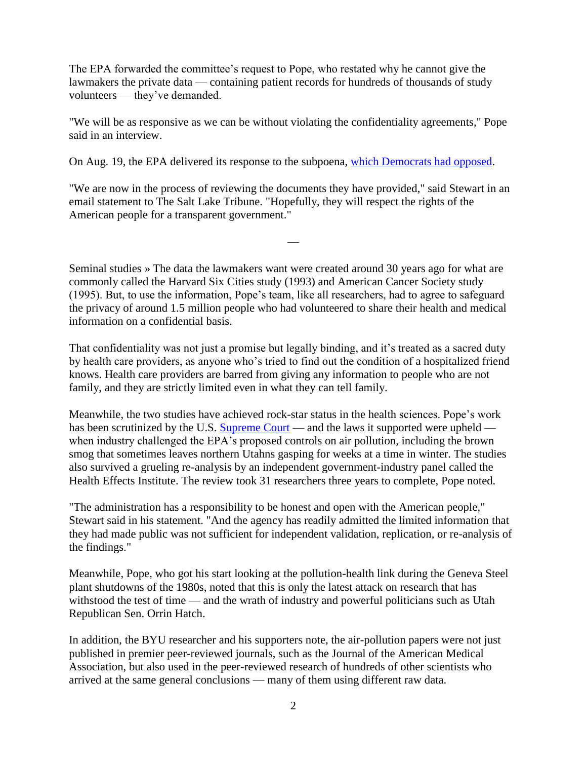The EPA forwarded the committee's request to Pope, who restated why he cannot give the lawmakers the private data — containing patient records for hundreds of thousands of study volunteers — they've demanded.

"We will be as responsive as we can be without violating the confidentiality agreements," Pope said in an interview.

On Aug. 19, the EPA delivered its response to the subpoena, which Democrats had opposed.

"We are now in the process of reviewing the documents they have provided," said Stewart in an email statement to The Salt Lake Tribune. "Hopefully, they will respect the rights of the American people for a transparent government."

—

Seminal studies » The data the lawmakers want were created around 30 years ago for what are commonly called the Harvard Six Cities study (1993) and American Cancer Society study (1995). But, to use the information, Pope's team, like all researchers, had to agree to safeguard the privacy of around 1.5 million people who had volunteered to share their health and medical information on a confidential basis.

That confidentiality was not just a promise but legally binding, and it's treated as a sacred duty by health care providers, as anyone who's tried to find out the condition of a hospitalized friend knows. Health care providers are barred from giving any information to people who are not family, and they are strictly limited even in what they can tell family.

Meanwhile, the two studies have achieved rock-star status in the health sciences. Pope's work has been scrutinized by the U.S. Supreme Court — and the laws it supported were upheld — when industry challenged the EPA's proposed controls on air pollution, including the brown smog that sometimes leaves northern Utahns gasping for weeks at a time in winter. The studies also survived a grueling re-analysis by an independent government-industry panel called the Health Effects Institute. The review took 31 researchers three years to complete, Pope noted.

"The administration has a responsibility to be honest and open with the American people," Stewart said in his statement. "And the agency has readily admitted the limited information that they had made public was not sufficient for independent validation, replication, or re-analysis of the findings."

Meanwhile, Pope, who got his start looking at the pollution-health link during the Geneva Steel plant shutdowns of the 1980s, noted that this is only the latest attack on research that has withstood the test of time — and the wrath of industry and powerful politicians such as Utah Republican Sen. Orrin Hatch.

In addition, the BYU researcher and his supporters note, the air-pollution papers were not just published in premier peer-reviewed journals, such as the Journal of the American Medical Association, but also used in the peer-reviewed research of hundreds of other scientists who arrived at the same general conclusions — many of them using different raw data.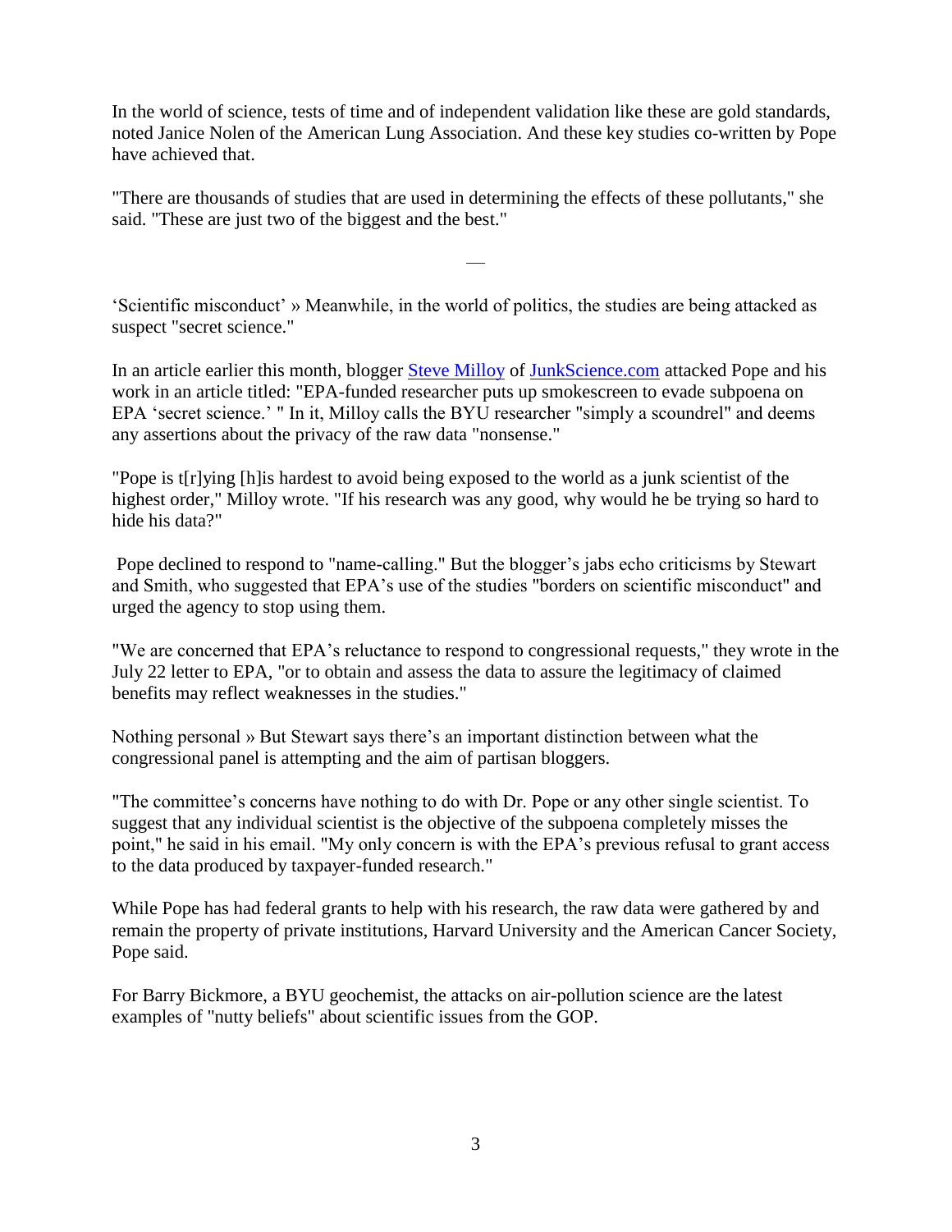In the world of science, tests of time and of independent validation like these are gold standards, noted Janice Nolen of the American Lung Association. And these key studies co-written by Pope have achieved that.

"There are thousands of studies that are used in determining the effects of these pollutants," she said. "These are just two of the biggest and the best."

—

'Scientific misconduct' » Meanwhile, in the world of politics, the studies are being attacked as suspect "secret science."

In an article earlier this month, blogger Steve Milloy of JunkScience.com attacked Pope and his work in an article titled: "EPA-funded researcher puts up smokescreen to evade subpoena on EPA 'secret science.' " In it, Milloy calls the BYU researcher "simply a scoundrel" and deems any assertions about the privacy of the raw data "nonsense."

"Pope is t[r]ying [h]is hardest to avoid being exposed to the world as a junk scientist of the highest order," Milloy wrote. "If his research was any good, why would he be trying so hard to hide his data?"

Pope declined to respond to "name-calling." But the blogger's jabs echo criticisms by Stewart and Smith, who suggested that EPA's use of the studies "borders on scientific misconduct" and urged the agency to stop using them.

"We are concerned that EPA's reluctance to respond to congressional requests," they wrote in the July 22 letter to EPA, "or to obtain and assess the data to assure the legitimacy of claimed benefits may reflect weaknesses in the studies."

Nothing personal » But Stewart says there's an important distinction between what the congressional panel is attempting and the aim of partisan bloggers.

"The committee's concerns have nothing to do with Dr. Pope or any other single scientist. To suggest that any individual scientist is the objective of the subpoena completely misses the point," he said in his email. "My only concern is with the EPA's previous refusal to grant access to the data produced by taxpayer-funded research."

While Pope has had federal grants to help with his research, the raw data were gathered by and remain the property of private institutions, Harvard University and the American Cancer Society, Pope said.

For Barry Bickmore, a BYU geochemist, the attacks on air-pollution science are the latest examples of "nutty beliefs" about scientific issues from the GOP.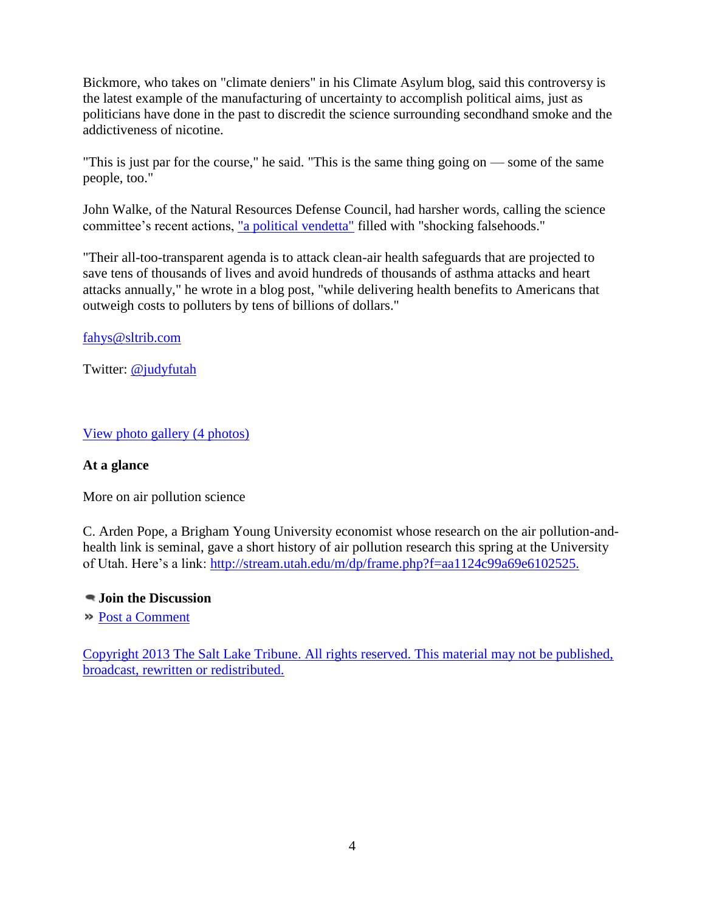Bickmore, who takes on "climate deniers" in his Climate Asylum blog, said this controversy is the latest example of the manufacturing of uncertainty to accomplish political aims, just as politicians have done in the past to discredit the science surrounding secondhand smoke and the addictiveness of nicotine.

"This is just par for the course," he said. "This is the same thing going on — some of the same people, too."

John Walke, of the Natural Resources Defense Council, had harsher words, calling the science committee's recent actions, "a political vendetta" filled with "shocking falsehoods."

"Their all-too-transparent agenda is to attack clean-air health safeguards that are projected to save tens of thousands of lives and avoid hundreds of thousands of asthma attacks and heart attacks annually," he wrote in a blog post, "while delivering health benefits to Americans that outweigh costs to polluters by tens of billions of dollars."

fahys@sltrib.com

Twitter: @judyfutah

View photo gallery (4 photos)

**At a glance**

More on air pollution science

C. Arden Pope, a Brigham Young University economist whose research on the air pollution-and-health link is seminal, gave a short history of air pollution research this spring at the University of Utah. Here's a link: http://stream.utah.edu/m/dp/frame.php?f=aa1124c99a69e6102525.

**Join the Discussion**

» Post a Comment

Copyright 2013 The Salt Lake Tribune. All rights reserved. This material may not be published, broadcast, rewritten or redistributed.